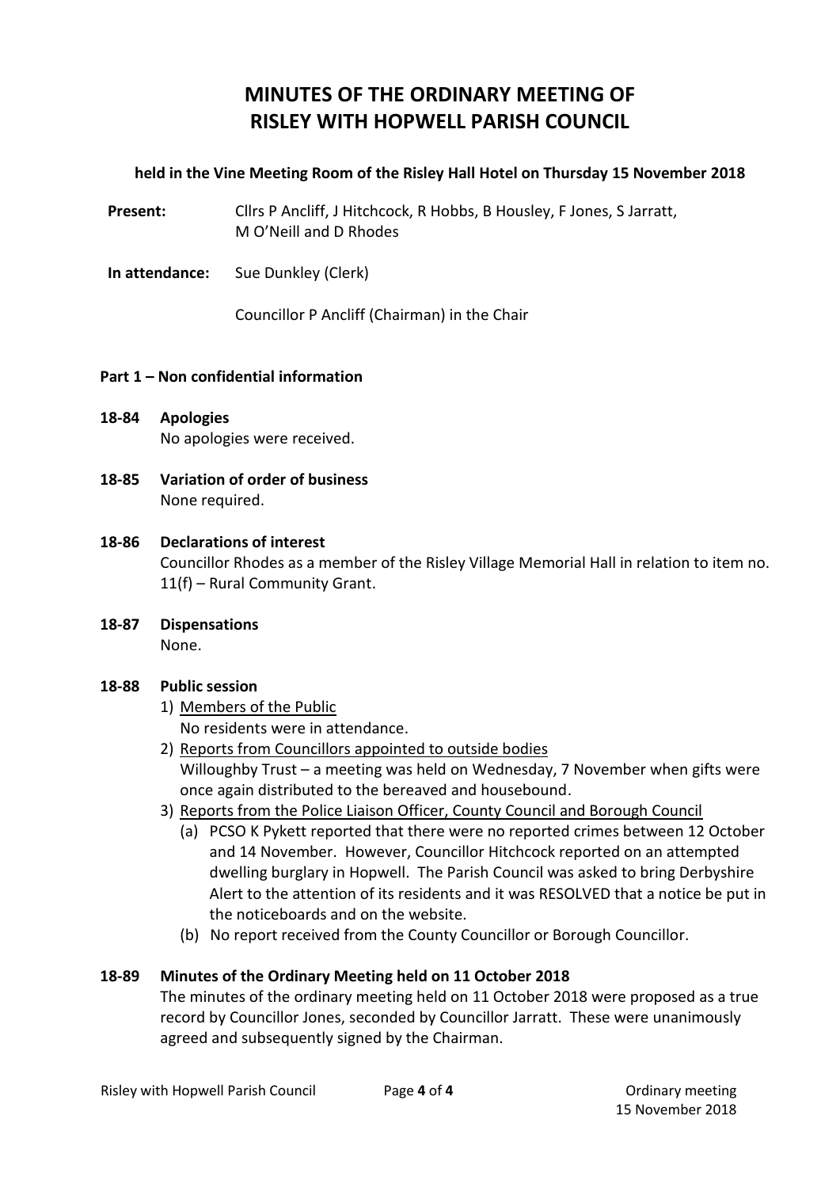# MINUTES OF THE ORDINARY MEETING OF RISLEY WITH HOPWELL PARISH COUNCIL

**held in the Vine Meeting Room of the Risley Hall Hotel on Thursday 15 November 2018**

**Present:** Cllrs P Ancliff, J Hitchcock, R Hobbs, B Housley, F Jones, S Jarratt, M O'Neill and D Rhodes

**In attendance:** Sue Dunkley (Clerk)

Councillor P Ancliff (Chairman) in the Chair

**Part 1 – Non confidential information**

**18-84 Apologies**

No apologies were received.

**18-85 Variation of order of business**

None required.

**18-86 Declarations of interest**

Councillor Rhodes as a member of the Risley Village Memorial Hall in relation to item no. 11(f) – Rural Community Grant.

**18-87 Dispensations**

None.

**18-88 Public session**

1) Members of the Public

   No residents were in attendance.

2) Reports from Councillors appointed to outside bodies

   Willoughby Trust – a meeting was held on Wednesday, 7 November when gifts were once again distributed to the bereaved and housebound.

3) Reports from the Police Liaison Officer, County Council and Borough Council

   (a) PCSO K Pykett reported that there were no reported crimes between 12 October and 14 November. However, Councillor Hitchcock reported on an attempted dwelling burglary in Hopwell. The Parish Council was asked to bring Derbyshire Alert to the attention of its residents and it was RESOLVED that a notice be put in the noticeboards and on the website.

   (b) No report received from the County Councillor or Borough Councillor.

**18-89 Minutes of the Ordinary Meeting held on 11 October 2018**

The minutes of the ordinary meeting held on 11 October 2018 were proposed as a true record by Councillor Jones, seconded by Councillor Jarratt. These were unanimously agreed and subsequently signed by the Chairman.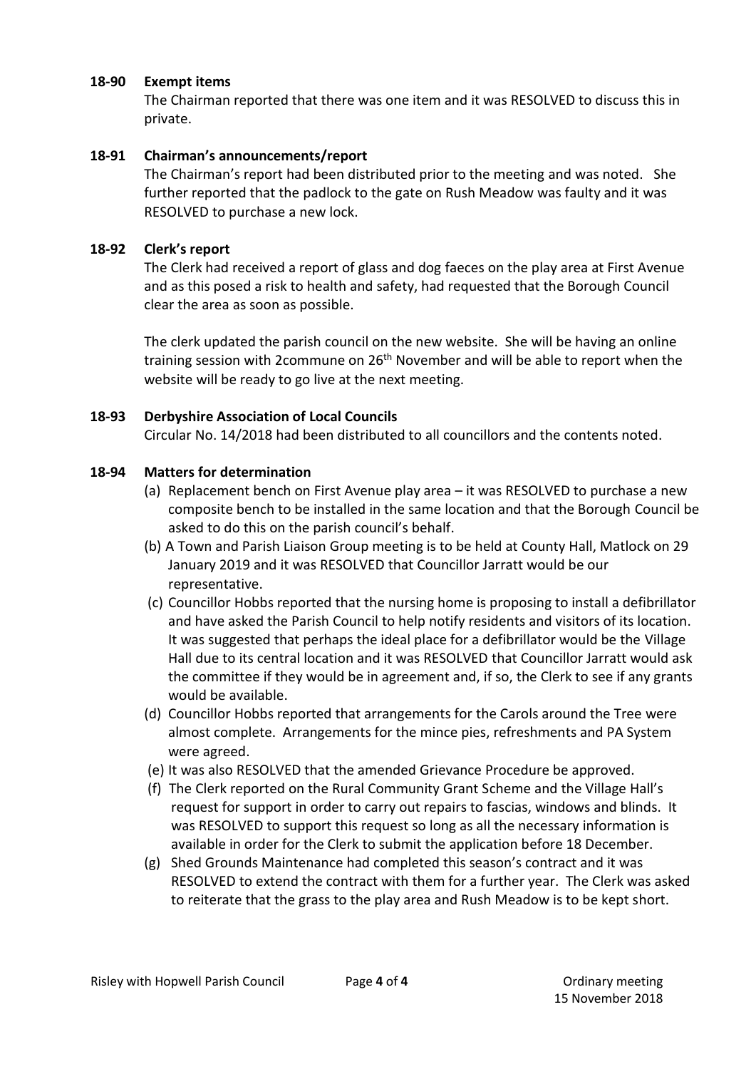**18-90 Exempt items**

The Chairman reported that there was one item and it was RESOLVED to discuss this in private.

**18-91 Chairman's announcements/report**

The Chairman's report had been distributed prior to the meeting and was noted. She further reported that the padlock to the gate on Rush Meadow was faulty and it was RESOLVED to purchase a new lock.

**18-92 Clerk's report**

The Clerk had received a report of glass and dog faeces on the play area at First Avenue and as this posed a risk to health and safety, had requested that the Borough Council clear the area as soon as possible.

The clerk updated the parish council on the new website. She will be having an online training session with 2commune on 26th November and will be able to report when the website will be ready to go live at the next meeting.

**18-93 Derbyshire Association of Local Councils**

Circular No. 14/2018 had been distributed to all councillors and the contents noted.

**18-94 Matters for determination**

(a) Replacement bench on First Avenue play area – it was RESOLVED to purchase a new composite bench to be installed in the same location and that the Borough Council be asked to do this on the parish council's behalf.

(b) A Town and Parish Liaison Group meeting is to be held at County Hall, Matlock on 29 January 2019 and it was RESOLVED that Councillor Jarratt would be our representative.

(c) Councillor Hobbs reported that the nursing home is proposing to install a defibrillator and have asked the Parish Council to help notify residents and visitors of its location. It was suggested that perhaps the ideal place for a defibrillator would be the Village Hall due to its central location and it was RESOLVED that Councillor Jarratt would ask the committee if they would be in agreement and, if so, the Clerk to see if any grants would be available.

(d) Councillor Hobbs reported that arrangements for the Carols around the Tree were almost complete. Arrangements for the mince pies, refreshments and PA System were agreed.

(e) It was also RESOLVED that the amended Grievance Procedure be approved.

(f) The Clerk reported on the Rural Community Grant Scheme and the Village Hall's request for support in order to carry out repairs to fascias, windows and blinds. It was RESOLVED to support this request so long as all the necessary information is available in order for the Clerk to submit the application before 18 December.

(g) Shed Grounds Maintenance had completed this season's contract and it was RESOLVED to extend the contract with them for a further year. The Clerk was asked to reiterate that the grass to the play area and Rush Meadow is to be kept short.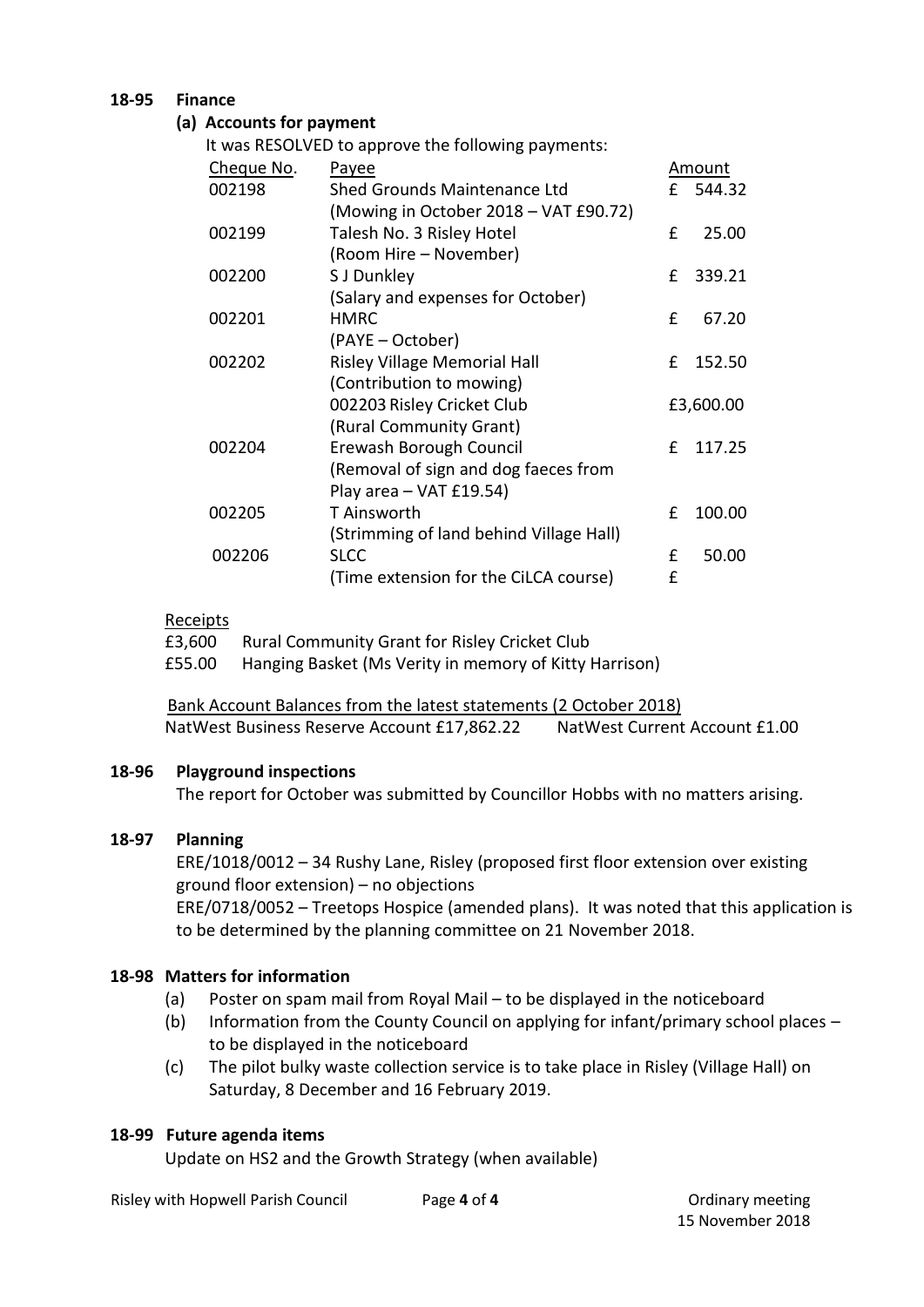**18-95 Finance**

**(a) Accounts for payment**

It was RESOLVED to approve the following payments:

| Cheque No. | Payee | Amount |
|---|---|---|
| 002198 | Shed Grounds Maintenance Ltd (Mowing in October 2018 – VAT £90.72) | £ 544.32 |
| 002199 | Talesh No. 3 Risley Hotel (Room Hire – November) | £ 25.00 |
| 002200 | S J Dunkley (Salary and expenses for October) | £ 339.21 |
| 002201 | HMRC (PAYE – October) | £ 67.20 |
| 002202 | Risley Village Memorial Hall (Contribution to mowing) | £ 152.50 |
| | 002203 Risley Cricket Club (Rural Community Grant) | £3,600.00 |
| 002204 | Erewash Borough Council (Removal of sign and dog faeces from Play area – VAT £19.54) | £ 117.25 |
| 002205 | T Ainsworth (Strimming of land behind Village Hall) | £ 100.00 |
| 002206 | SLCC (Time extension for the CiLCA course) | £ 50.00 £ |

Receipts

£3,600 Rural Community Grant for Risley Cricket Club

£55.00 Hanging Basket (Ms Verity in memory of Kitty Harrison)

Bank Account Balances from the latest statements (2 October 2018)

NatWest Business Reserve Account £17,862.22 NatWest Current Account £1.00

**18-96 Playground inspections**

The report for October was submitted by Councillor Hobbs with no matters arising.

**18-97 Planning**

ERE/1018/0012 – 34 Rushy Lane, Risley (proposed first floor extension over existing ground floor extension) – no objections

ERE/0718/0052 – Treetops Hospice (amended plans). It was noted that this application is to be determined by the planning committee on 21 November 2018.

**18-98 Matters for information**

(a) Poster on spam mail from Royal Mail – to be displayed in the noticeboard

(b) Information from the County Council on applying for infant/primary school places – to be displayed in the noticeboard

(c) The pilot bulky waste collection service is to take place in Risley (Village Hall) on Saturday, 8 December and 16 February 2019.

**18-99 Future agenda items**

Update on HS2 and the Growth Strategy (when available)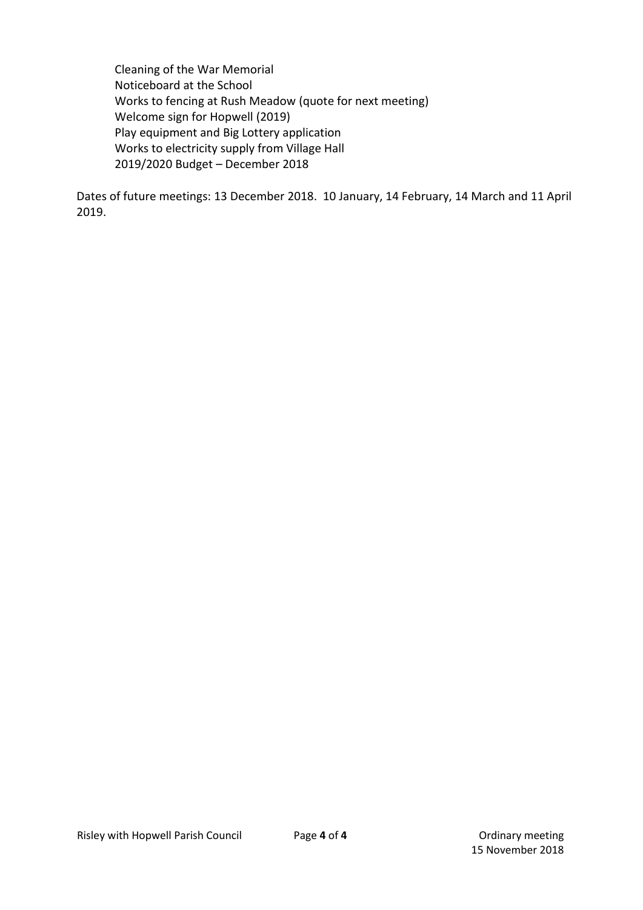Cleaning of the War Memorial
Noticeboard at the School
Works to fencing at Rush Meadow (quote for next meeting)
Welcome sign for Hopwell (2019)
Play equipment and Big Lottery application
Works to electricity supply from Village Hall
2019/2020 Budget – December 2018

Dates of future meetings: 13 December 2018. 10 January, 14 February, 14 March and 11 April 2019.